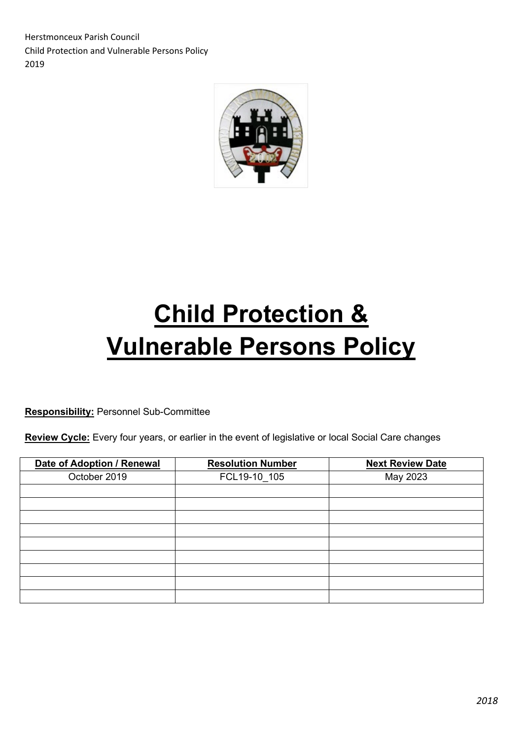Herstmonceux Parish Council
Child Protection and Vulnerable Persons Policy
2019

# Child Protection & Vulnerable Persons Policy

**Responsibility:** Personnel Sub-Committee

**Review Cycle:** Every four years, or earlier in the event of legislative or local Social Care changes

| Date of Adoption / Renewal | Resolution Number | Next Review Date |
|---|---|---|
| October 2019 | FCL19-10_105 | May 2023 |
| | | |
| | | |
| | | |
| | | |
| | | |
| | | |
| | | |
| | | |
| | | |

*2018*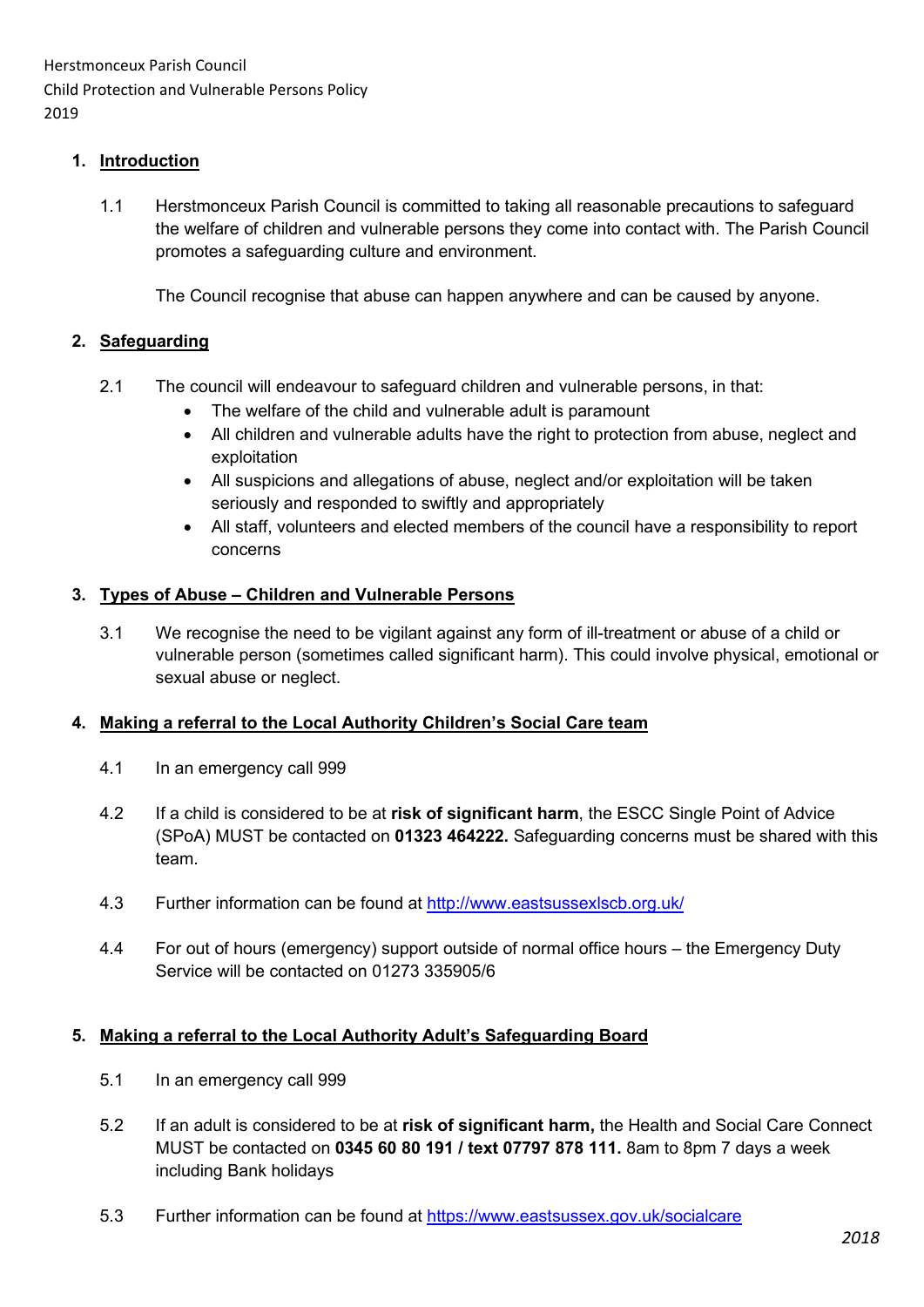Herstmonceux Parish Council
Child Protection and Vulnerable Persons Policy
2019

## 1. Introduction

1.1 Herstmonceux Parish Council is committed to taking all reasonable precautions to safeguard the welfare of children and vulnerable persons they come into contact with. The Parish Council promotes a safeguarding culture and environment.

The Council recognise that abuse can happen anywhere and can be caused by anyone.

## 2. Safeguarding

2.1 The council will endeavour to safeguard children and vulnerable persons, in that:

- The welfare of the child and vulnerable adult is paramount
- All children and vulnerable adults have the right to protection from abuse, neglect and exploitation
- All suspicions and allegations of abuse, neglect and/or exploitation will be taken seriously and responded to swiftly and appropriately
- All staff, volunteers and elected members of the council have a responsibility to report concerns

## 3. Types of Abuse – Children and Vulnerable Persons

3.1 We recognise the need to be vigilant against any form of ill-treatment or abuse of a child or vulnerable person (sometimes called significant harm). This could involve physical, emotional or sexual abuse or neglect.

## 4. Making a referral to the Local Authority Children's Social Care team

4.1 In an emergency call 999

4.2 If a child is considered to be at **risk of significant harm**, the ESCC Single Point of Advice (SPoA) MUST be contacted on **01323 464222.** Safeguarding concerns must be shared with this team.

4.3 Further information can be found at [http://www.eastsussexlscb.org.uk/](http://www.eastsussexlscb.org.uk/)

4.4 For out of hours (emergency) support outside of normal office hours – the Emergency Duty Service will be contacted on 01273 335905/6

## 5. Making a referral to the Local Authority Adult's Safeguarding Board

5.1 In an emergency call 999

5.2 If an adult is considered to be at **risk of significant harm,** the Health and Social Care Connect MUST be contacted on **0345 60 80 191 / text 07797 878 111.** 8am to 8pm 7 days a week including Bank holidays

5.3 Further information can be found at [https://www.eastsussex.gov.uk/socialcare](https://www.eastsussex.gov.uk/socialcare)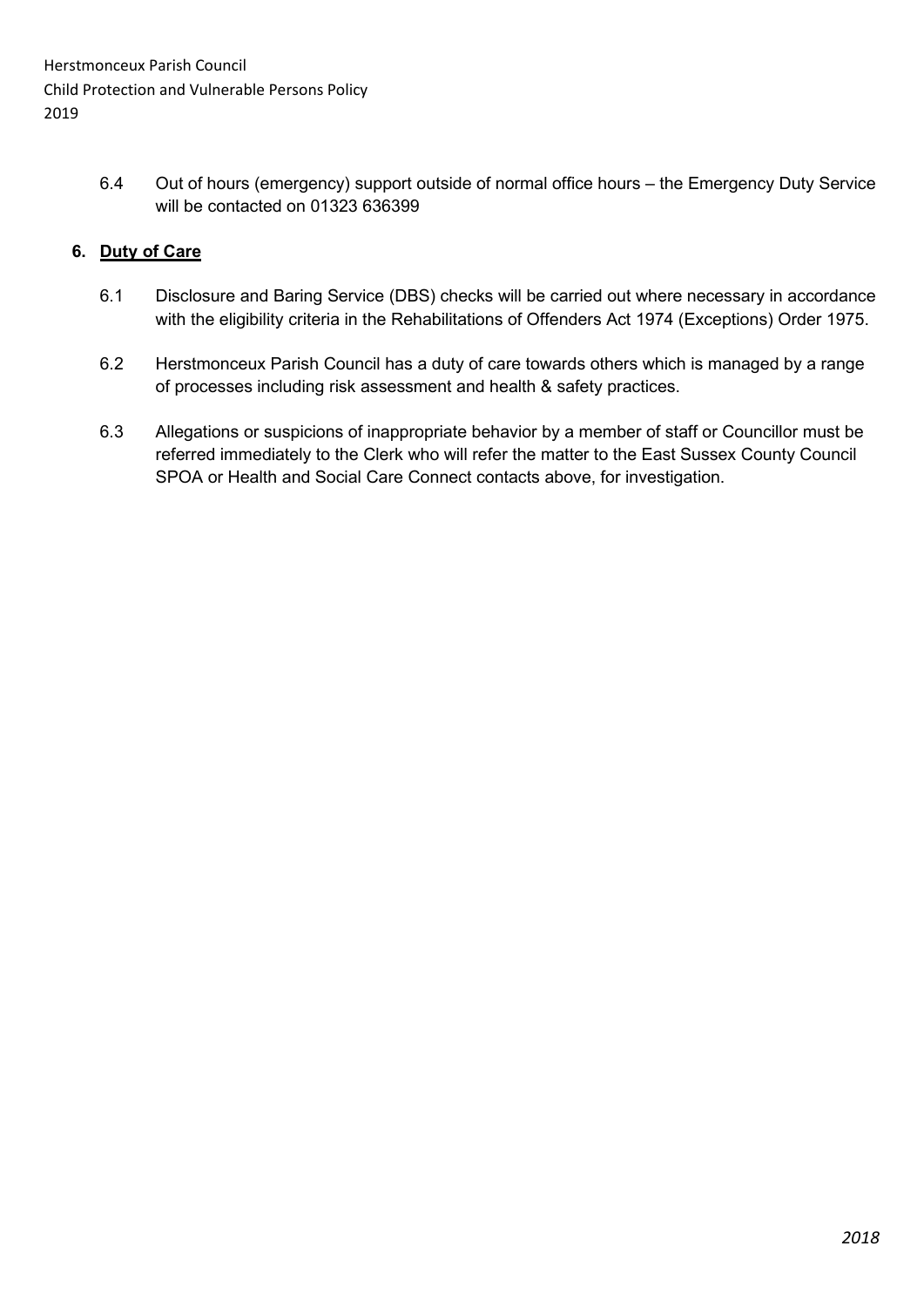6.4 Out of hours (emergency) support outside of normal office hours – the Emergency Duty Service will be contacted on 01323 636399

## 6. Duty of Care

6.1 Disclosure and Baring Service (DBS) checks will be carried out where necessary in accordance with the eligibility criteria in the Rehabilitations of Offenders Act 1974 (Exceptions) Order 1975.

6.2 Herstmonceux Parish Council has a duty of care towards others which is managed by a range of processes including risk assessment and health & safety practices.

6.3 Allegations or suspicions of inappropriate behavior by a member of staff or Councillor must be referred immediately to the Clerk who will refer the matter to the East Sussex County Council SPOA or Health and Social Care Connect contacts above, for investigation.